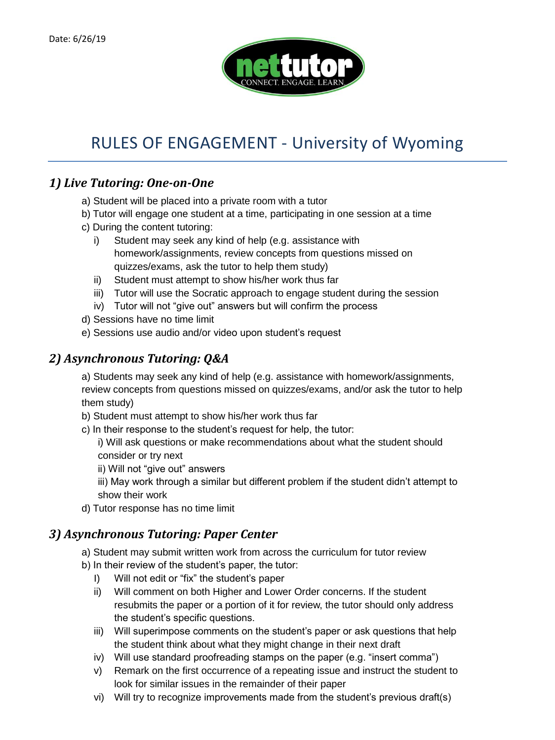Date: 6/26/19

# RULES OF ENGAGEMENT - University of Wyoming

## *1) Live Tutoring: One-on-One*

a) Student will be placed into a private room with a tutor

b) Tutor will engage one student at a time, participating in one session at a time

c) During the content tutoring:

i) Student may seek any kind of help (e.g. assistance with homework/assignments, review concepts from questions missed on quizzes/exams, ask the tutor to help them study)

ii) Student must attempt to show his/her work thus far

iii) Tutor will use the Socratic approach to engage student during the session

iv) Tutor will not "give out" answers but will confirm the process

d) Sessions have no time limit

e) Sessions use audio and/or video upon student's request

## *2) Asynchronous Tutoring: Q&A*

a) Students may seek any kind of help (e.g. assistance with homework/assignments, review concepts from questions missed on quizzes/exams, and/or ask the tutor to help them study)

b) Student must attempt to show his/her work thus far

c) In their response to the student's request for help, the tutor:

i) Will ask questions or make recommendations about what the student should consider or try next

ii) Will not "give out" answers

iii) May work through a similar but different problem if the student didn't attempt to show their work

d) Tutor response has no time limit

## *3) Asynchronous Tutoring: Paper Center*

a) Student may submit written work from across the curriculum for tutor review

b) In their review of the student's paper, the tutor:

I) Will not edit or "fix" the student's paper

ii) Will comment on both Higher and Lower Order concerns. If the student resubmits the paper or a portion of it for review, the tutor should only address the student's specific questions.

iii) Will superimpose comments on the student's paper or ask questions that help the student think about what they might change in their next draft

iv) Will use standard proofreading stamps on the paper (e.g. "insert comma")

v) Remark on the first occurrence of a repeating issue and instruct the student to look for similar issues in the remainder of their paper

vi) Will try to recognize improvements made from the student's previous draft(s)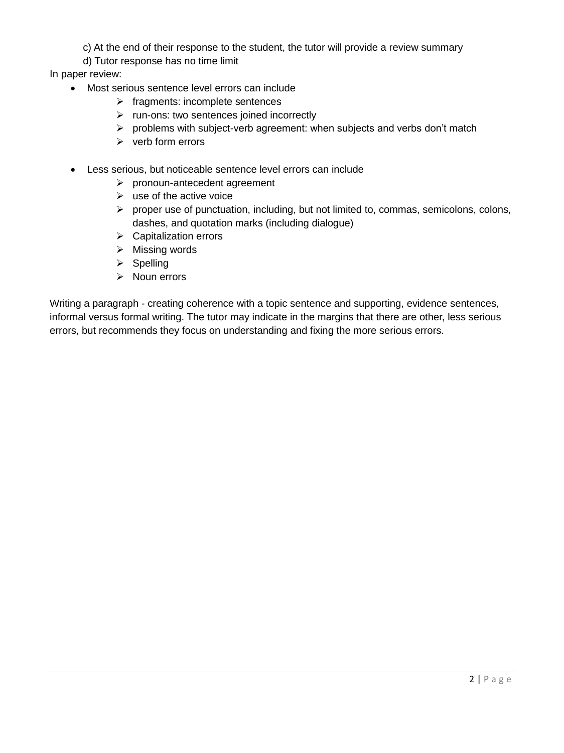c) At the end of their response to the student, the tutor will provide a review summary

d) Tutor response has no time limit

In paper review:

- Most serious sentence level errors can include
  - fragments: incomplete sentences
  - run-ons: two sentences joined incorrectly
  - problems with subject-verb agreement: when subjects and verbs don't match
  - verb form errors

- Less serious, but noticeable sentence level errors can include
  - pronoun-antecedent agreement
  - use of the active voice
  - proper use of punctuation, including, but not limited to, commas, semicolons, colons, dashes, and quotation marks (including dialogue)
  - Capitalization errors
  - Missing words
  - Spelling
  - Noun errors

Writing a paragraph - creating coherence with a topic sentence and supporting, evidence sentences, informal versus formal writing. The tutor may indicate in the margins that there are other, less serious errors, but recommends they focus on understanding and fixing the more serious errors.